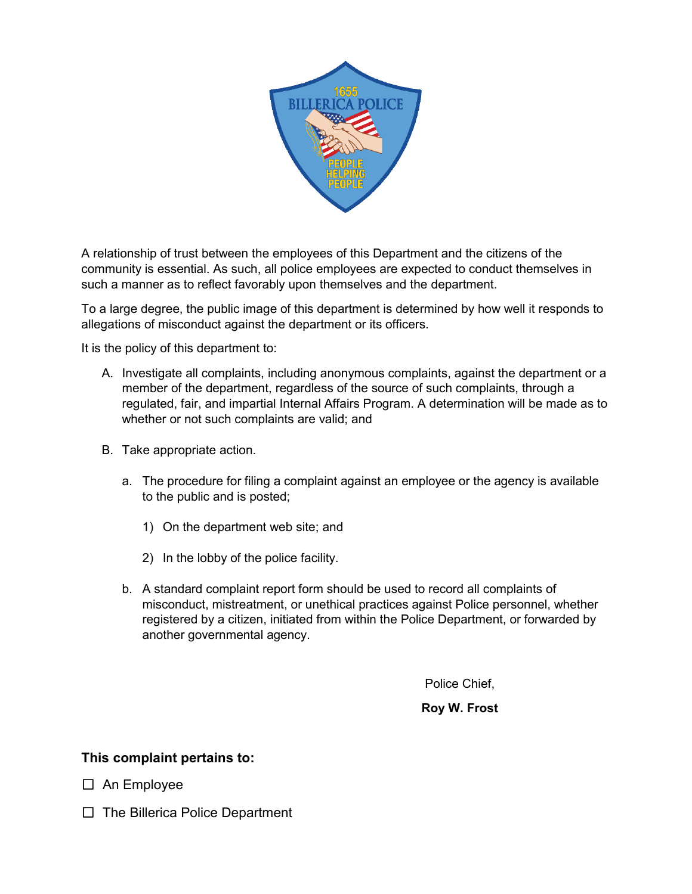A relationship of trust between the employees of this Department and the citizens of the community is essential. As such, all police employees are expected to conduct themselves in such a manner as to reflect favorably upon themselves and the department.

To a large degree, the public image of this department is determined by how well it responds to allegations of misconduct against the department or its officers.

It is the policy of this department to:

A. Investigate all complaints, including anonymous complaints, against the department or a member of the department, regardless of the source of such complaints, through a regulated, fair, and impartial Internal Affairs Program. A determination will be made as to whether or not such complaints are valid; and

B. Take appropriate action.

   a. The procedure for filing a complaint against an employee or the agency is available to the public and is posted;

      1) On the department web site; and

      2) In the lobby of the police facility.

   b. A standard complaint report form should be used to record all complaints of misconduct, mistreatment, or unethical practices against Police personnel, whether registered by a citizen, initiated from within the Police Department, or forwarded by another governmental agency.

Police Chief,

**Roy W. Frost**

**This complaint pertains to:**

☐ An Employee

☐ The Billerica Police Department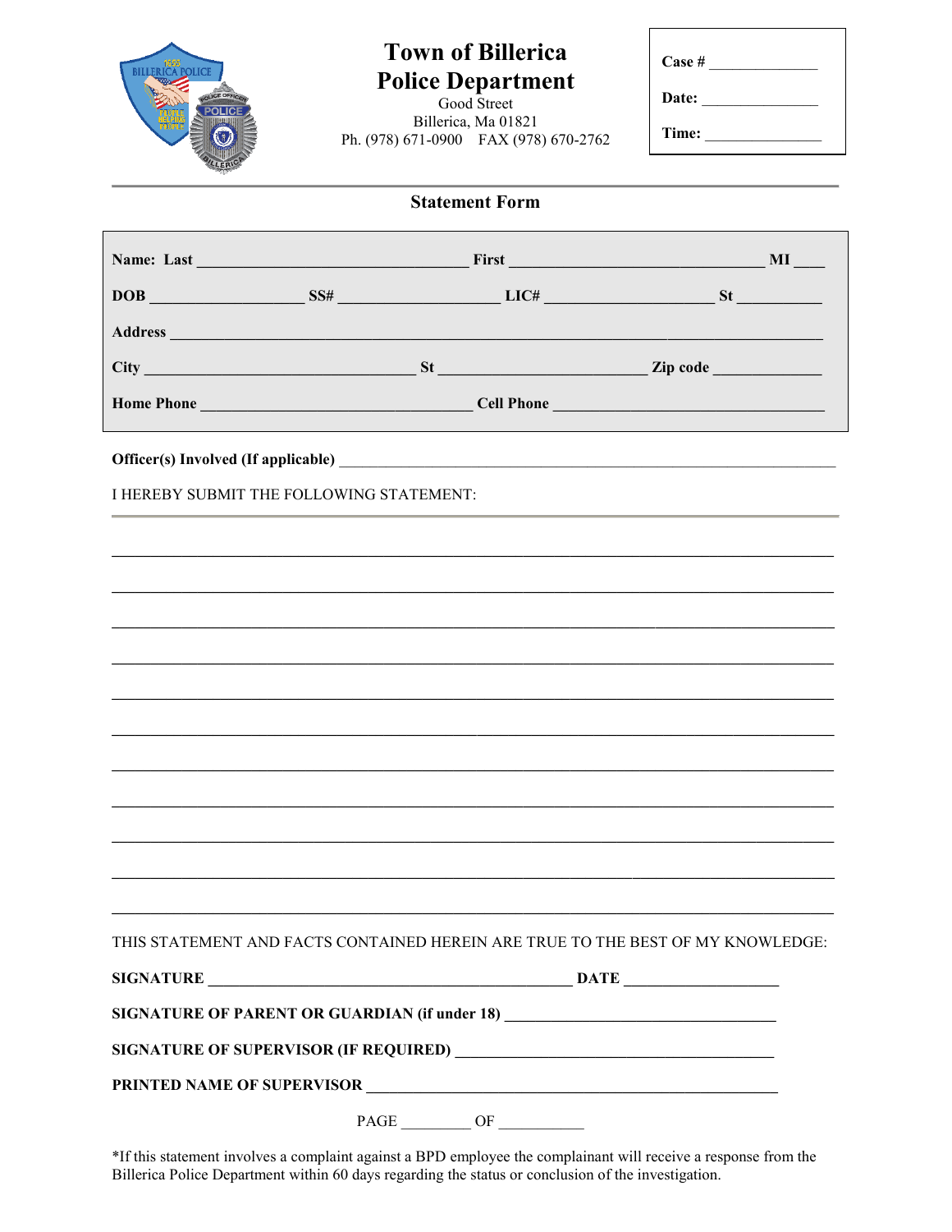# Town of Billerica
## Police Department

Good Street
Billerica, Ma 01821
Ph. (978) 671-0900 FAX (978) 670-2762

**Case #** ______________

**Date:** ______________

**Time:** ______________

---

### Statement Form

**Name: Last** __________________________________ **First** ________________________________ **MI** ____

**DOB** ___________________ **SS#** ____________________ **LIC#** _____________________ **St** __________

**Address** ________________________________________________________________________________

**City** _________________________________ **St** _________________________ **Zip code** _____________

**Home Phone** _________________________________ **Cell Phone** _________________________________

**Officer(s) Involved (If applicable)** ______________________________________________________________

I HEREBY SUBMIT THE FOLLOWING STATEMENT:

---

________________________________________________________________________________________

________________________________________________________________________________________

________________________________________________________________________________________

________________________________________________________________________________________

________________________________________________________________________________________

________________________________________________________________________________________

________________________________________________________________________________________

________________________________________________________________________________________

________________________________________________________________________________________

________________________________________________________________________________________

________________________________________________________________________________________

THIS STATEMENT AND FACTS CONTAINED HEREIN ARE TRUE TO THE BEST OF MY KNOWLEDGE:

**SIGNATURE** ______________________________________________ **DATE** ___________________

**SIGNATURE OF PARENT OR GUARDIAN (if under 18)** __________________________________

**SIGNATURE OF SUPERVISOR (IF REQUIRED)** ________________________________________

**PRINTED NAME OF SUPERVISOR** ___________________________________________________

PAGE ________ OF ___________

*If this statement involves a complaint against a BPD employee the complainant will receive a response from the Billerica Police Department within 60 days regarding the status or conclusion of the investigation.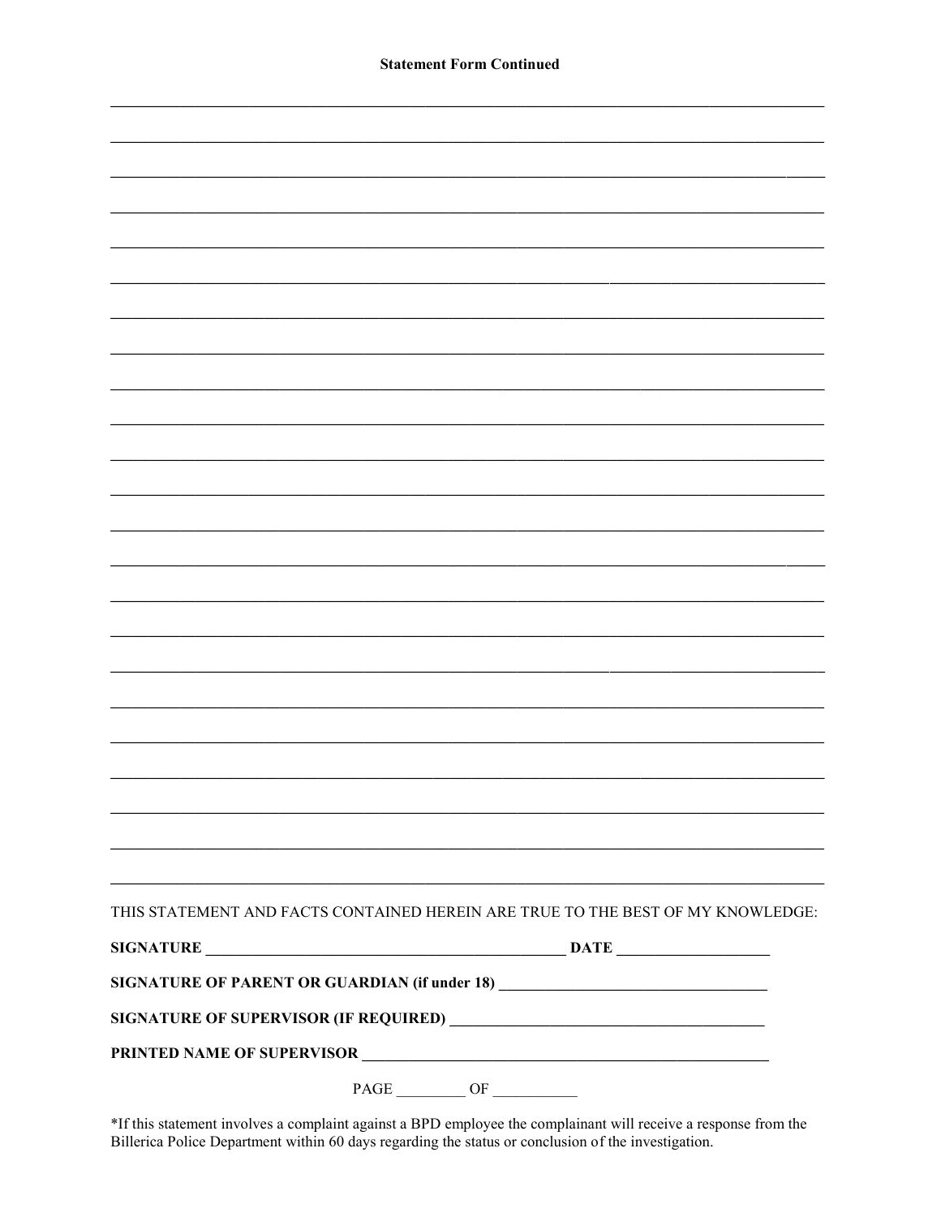**Statement Form Continued**

\_\_\_\_\_\_\_\_\_\_\_\_\_\_\_\_\_\_\_\_\_\_\_\_\_\_\_\_\_\_\_\_\_\_\_\_\_\_\_\_\_\_\_\_\_\_\_\_\_\_\_\_\_\_\_\_\_\_\_\_\_\_\_\_\_\_\_\_\_\_\_\_\_\_\_\_\_\_

\_\_\_\_\_\_\_\_\_\_\_\_\_\_\_\_\_\_\_\_\_\_\_\_\_\_\_\_\_\_\_\_\_\_\_\_\_\_\_\_\_\_\_\_\_\_\_\_\_\_\_\_\_\_\_\_\_\_\_\_\_\_\_\_\_\_\_\_\_\_\_\_\_\_\_\_\_\_

\_\_\_\_\_\_\_\_\_\_\_\_\_\_\_\_\_\_\_\_\_\_\_\_\_\_\_\_\_\_\_\_\_\_\_\_\_\_\_\_\_\_\_\_\_\_\_\_\_\_\_\_\_\_\_\_\_\_\_\_\_\_\_\_\_\_\_\_\_\_\_\_\_\_\_\_\_\_

\_\_\_\_\_\_\_\_\_\_\_\_\_\_\_\_\_\_\_\_\_\_\_\_\_\_\_\_\_\_\_\_\_\_\_\_\_\_\_\_\_\_\_\_\_\_\_\_\_\_\_\_\_\_\_\_\_\_\_\_\_\_\_\_\_\_\_\_\_\_\_\_\_\_\_\_\_\_

\_\_\_\_\_\_\_\_\_\_\_\_\_\_\_\_\_\_\_\_\_\_\_\_\_\_\_\_\_\_\_\_\_\_\_\_\_\_\_\_\_\_\_\_\_\_\_\_\_\_\_\_\_\_\_\_\_\_\_\_\_\_\_\_\_\_\_\_\_\_\_\_\_\_\_\_\_\_

\_\_\_\_\_\_\_\_\_\_\_\_\_\_\_\_\_\_\_\_\_\_\_\_\_\_\_\_\_\_\_\_\_\_\_\_\_\_\_\_\_\_\_\_\_\_\_\_\_\_\_\_\_\_\_\_\_\_\_\_\_\_\_\_\_\_\_\_\_\_\_\_\_\_\_\_\_\_

\_\_\_\_\_\_\_\_\_\_\_\_\_\_\_\_\_\_\_\_\_\_\_\_\_\_\_\_\_\_\_\_\_\_\_\_\_\_\_\_\_\_\_\_\_\_\_\_\_\_\_\_\_\_\_\_\_\_\_\_\_\_\_\_\_\_\_\_\_\_\_\_\_\_\_\_\_\_

\_\_\_\_\_\_\_\_\_\_\_\_\_\_\_\_\_\_\_\_\_\_\_\_\_\_\_\_\_\_\_\_\_\_\_\_\_\_\_\_\_\_\_\_\_\_\_\_\_\_\_\_\_\_\_\_\_\_\_\_\_\_\_\_\_\_\_\_\_\_\_\_\_\_\_\_\_\_

\_\_\_\_\_\_\_\_\_\_\_\_\_\_\_\_\_\_\_\_\_\_\_\_\_\_\_\_\_\_\_\_\_\_\_\_\_\_\_\_\_\_\_\_\_\_\_\_\_\_\_\_\_\_\_\_\_\_\_\_\_\_\_\_\_\_\_\_\_\_\_\_\_\_\_\_\_\_

\_\_\_\_\_\_\_\_\_\_\_\_\_\_\_\_\_\_\_\_\_\_\_\_\_\_\_\_\_\_\_\_\_\_\_\_\_\_\_\_\_\_\_\_\_\_\_\_\_\_\_\_\_\_\_\_\_\_\_\_\_\_\_\_\_\_\_\_\_\_\_\_\_\_\_\_\_\_

\_\_\_\_\_\_\_\_\_\_\_\_\_\_\_\_\_\_\_\_\_\_\_\_\_\_\_\_\_\_\_\_\_\_\_\_\_\_\_\_\_\_\_\_\_\_\_\_\_\_\_\_\_\_\_\_\_\_\_\_\_\_\_\_\_\_\_\_\_\_\_\_\_\_\_\_\_\_

\_\_\_\_\_\_\_\_\_\_\_\_\_\_\_\_\_\_\_\_\_\_\_\_\_\_\_\_\_\_\_\_\_\_\_\_\_\_\_\_\_\_\_\_\_\_\_\_\_\_\_\_\_\_\_\_\_\_\_\_\_\_\_\_\_\_\_\_\_\_\_\_\_\_\_\_\_\_

\_\_\_\_\_\_\_\_\_\_\_\_\_\_\_\_\_\_\_\_\_\_\_\_\_\_\_\_\_\_\_\_\_\_\_\_\_\_\_\_\_\_\_\_\_\_\_\_\_\_\_\_\_\_\_\_\_\_\_\_\_\_\_\_\_\_\_\_\_\_\_\_\_\_\_\_\_\_

\_\_\_\_\_\_\_\_\_\_\_\_\_\_\_\_\_\_\_\_\_\_\_\_\_\_\_\_\_\_\_\_\_\_\_\_\_\_\_\_\_\_\_\_\_\_\_\_\_\_\_\_\_\_\_\_\_\_\_\_\_\_\_\_\_\_\_\_\_\_\_\_\_\_\_\_\_\_

\_\_\_\_\_\_\_\_\_\_\_\_\_\_\_\_\_\_\_\_\_\_\_\_\_\_\_\_\_\_\_\_\_\_\_\_\_\_\_\_\_\_\_\_\_\_\_\_\_\_\_\_\_\_\_\_\_\_\_\_\_\_\_\_\_\_\_\_\_\_\_\_\_\_\_\_\_\_

\_\_\_\_\_\_\_\_\_\_\_\_\_\_\_\_\_\_\_\_\_\_\_\_\_\_\_\_\_\_\_\_\_\_\_\_\_\_\_\_\_\_\_\_\_\_\_\_\_\_\_\_\_\_\_\_\_\_\_\_\_\_\_\_\_\_\_\_\_\_\_\_\_\_\_\_\_\_

\_\_\_\_\_\_\_\_\_\_\_\_\_\_\_\_\_\_\_\_\_\_\_\_\_\_\_\_\_\_\_\_\_\_\_\_\_\_\_\_\_\_\_\_\_\_\_\_\_\_\_\_\_\_\_\_\_\_\_\_\_\_\_\_\_\_\_\_\_\_\_\_\_\_\_\_\_\_

\_\_\_\_\_\_\_\_\_\_\_\_\_\_\_\_\_\_\_\_\_\_\_\_\_\_\_\_\_\_\_\_\_\_\_\_\_\_\_\_\_\_\_\_\_\_\_\_\_\_\_\_\_\_\_\_\_\_\_\_\_\_\_\_\_\_\_\_\_\_\_\_\_\_\_\_\_\_

\_\_\_\_\_\_\_\_\_\_\_\_\_\_\_\_\_\_\_\_\_\_\_\_\_\_\_\_\_\_\_\_\_\_\_\_\_\_\_\_\_\_\_\_\_\_\_\_\_\_\_\_\_\_\_\_\_\_\_\_\_\_\_\_\_\_\_\_\_\_\_\_\_\_\_\_\_\_

\_\_\_\_\_\_\_\_\_\_\_\_\_\_\_\_\_\_\_\_\_\_\_\_\_\_\_\_\_\_\_\_\_\_\_\_\_\_\_\_\_\_\_\_\_\_\_\_\_\_\_\_\_\_\_\_\_\_\_\_\_\_\_\_\_\_\_\_\_\_\_\_\_\_\_\_\_\_

\_\_\_\_\_\_\_\_\_\_\_\_\_\_\_\_\_\_\_\_\_\_\_\_\_\_\_\_\_\_\_\_\_\_\_\_\_\_\_\_\_\_\_\_\_\_\_\_\_\_\_\_\_\_\_\_\_\_\_\_\_\_\_\_\_\_\_\_\_\_\_\_\_\_\_\_\_\_

\_\_\_\_\_\_\_\_\_\_\_\_\_\_\_\_\_\_\_\_\_\_\_\_\_\_\_\_\_\_\_\_\_\_\_\_\_\_\_\_\_\_\_\_\_\_\_\_\_\_\_\_\_\_\_\_\_\_\_\_\_\_\_\_\_\_\_\_\_\_\_\_\_\_\_\_\_\_

\_\_\_\_\_\_\_\_\_\_\_\_\_\_\_\_\_\_\_\_\_\_\_\_\_\_\_\_\_\_\_\_\_\_\_\_\_\_\_\_\_\_\_\_\_\_\_\_\_\_\_\_\_\_\_\_\_\_\_\_\_\_\_\_\_\_\_\_\_\_\_\_\_\_\_\_\_\_

\_\_\_\_\_\_\_\_\_\_\_\_\_\_\_\_\_\_\_\_\_\_\_\_\_\_\_\_\_\_\_\_\_\_\_\_\_\_\_\_\_\_\_\_\_\_\_\_\_\_\_\_\_\_\_\_\_\_\_\_\_\_\_\_\_\_\_\_\_\_\_\_\_\_\_\_\_\_

THIS STATEMENT AND FACTS CONTAINED HEREIN ARE TRUE TO THE BEST OF MY KNOWLEDGE:

**SIGNATURE** \_\_\_\_\_\_\_\_\_\_\_\_\_\_\_\_\_\_\_\_\_\_\_\_\_\_\_\_\_\_\_\_\_\_\_\_\_\_\_\_\_\_\_\_ **DATE** \_\_\_\_\_\_\_\_\_\_\_\_\_\_\_\_\_\_\_\_

**SIGNATURE OF PARENT OR GUARDIAN (if under 18)** \_\_\_\_\_\_\_\_\_\_\_\_\_\_\_\_\_\_\_\_\_\_\_\_\_\_\_\_\_\_\_\_\_\_\_\_

**SIGNATURE OF SUPERVISOR (IF REQUIRED)** \_\_\_\_\_\_\_\_\_\_\_\_\_\_\_\_\_\_\_\_\_\_\_\_\_\_\_\_\_\_\_\_\_\_\_\_\_\_\_\_\_

**PRINTED NAME OF SUPERVISOR** \_\_\_\_\_\_\_\_\_\_\_\_\_\_\_\_\_\_\_\_\_\_\_\_\_\_\_\_\_\_\_\_\_\_\_\_\_\_\_\_\_\_\_\_\_\_\_\_\_\_\_\_\_\_

PAGE \_\_\_\_\_\_\_\_\_ OF \_\_\_\_\_\_\_\_\_\_\_

*If this statement involves a complaint against a BPD employee the complainant will receive a response from the Billerica Police Department within 60 days regarding the status or conclusion of the investigation.